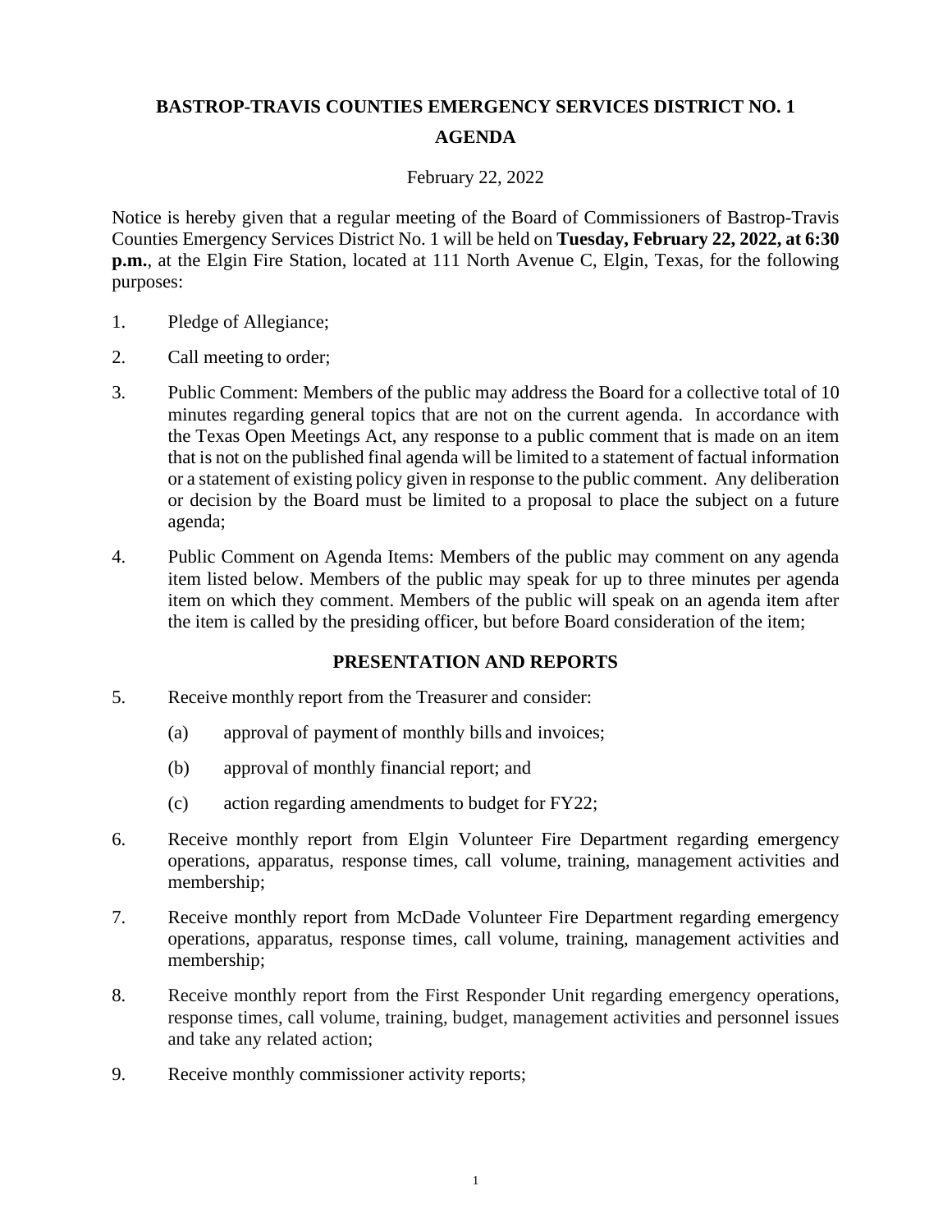# BASTROP-TRAVIS COUNTIES EMERGENCY SERVICES DISTRICT NO. 1

## AGENDA

February 22, 2022

Notice is hereby given that a regular meeting of the Board of Commissioners of Bastrop-Travis Counties Emergency Services District No. 1 will be held on **Tuesday, February 22, 2022, at 6:30 p.m.**, at the Elgin Fire Station, located at 111 North Avenue C, Elgin, Texas, for the following purposes:

1. Pledge of Allegiance;
2. Call meeting to order;
3. Public Comment: Members of the public may address the Board for a collective total of 10 minutes regarding general topics that are not on the current agenda. In accordance with the Texas Open Meetings Act, any response to a public comment that is made on an item that is not on the published final agenda will be limited to a statement of factual information or a statement of existing policy given in response to the public comment. Any deliberation or decision by the Board must be limited to a proposal to place the subject on a future agenda;
4. Public Comment on Agenda Items: Members of the public may comment on any agenda item listed below. Members of the public may speak for up to three minutes per agenda item on which they comment. Members of the public will speak on an agenda item after the item is called by the presiding officer, but before Board consideration of the item;

### PRESENTATION AND REPORTS

5. Receive monthly report from the Treasurer and consider:
   - (a) approval of payment of monthly bills and invoices;
   - (b) approval of monthly financial report; and
   - (c) action regarding amendments to budget for FY22;
6. Receive monthly report from Elgin Volunteer Fire Department regarding emergency operations, apparatus, response times, call volume, training, management activities and membership;
7. Receive monthly report from McDade Volunteer Fire Department regarding emergency operations, apparatus, response times, call volume, training, management activities and membership;
8. Receive monthly report from the First Responder Unit regarding emergency operations, response times, call volume, training, budget, management activities and personnel issues and take any related action;
9. Receive monthly commissioner activity reports;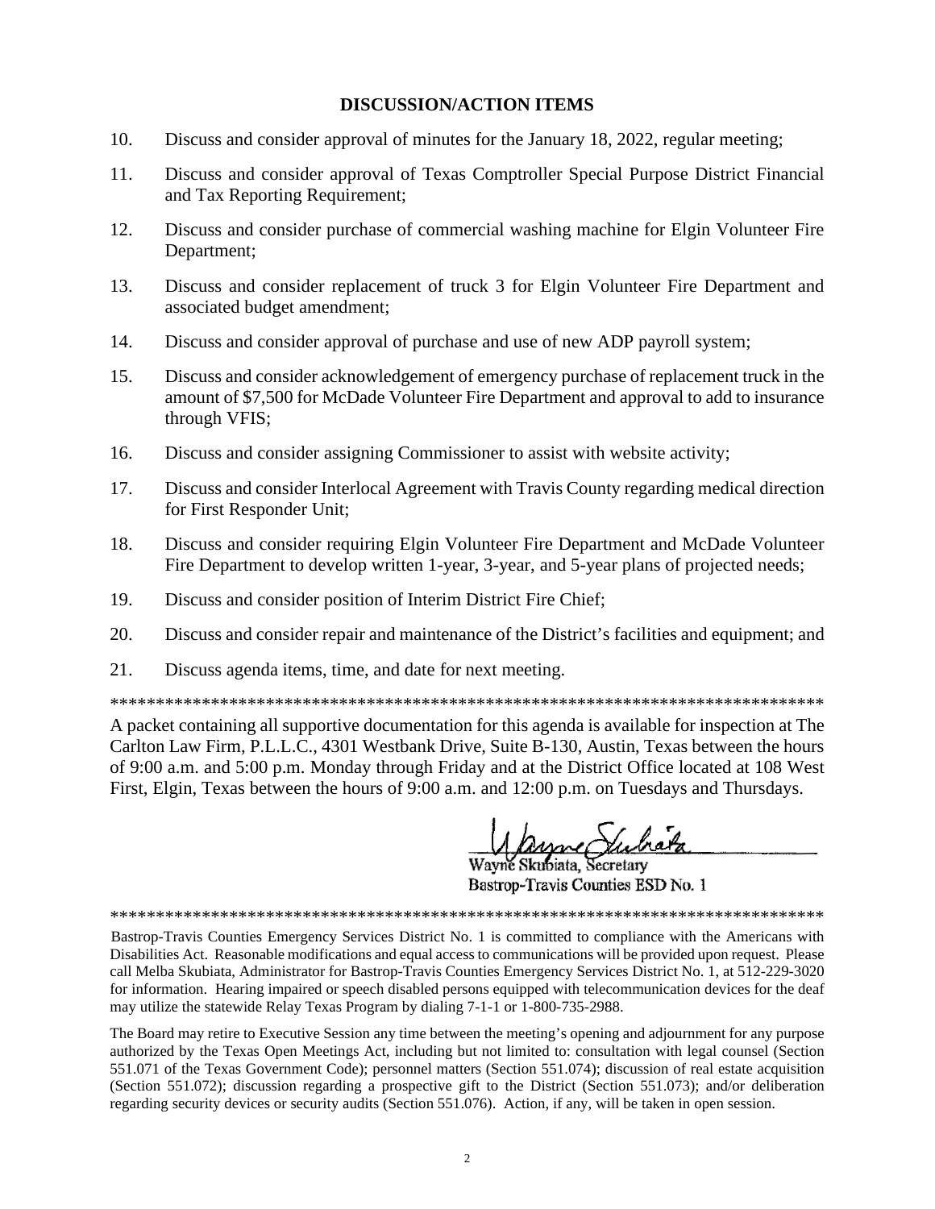## DISCUSSION/ACTION ITEMS

10. Discuss and consider approval of minutes for the January 18, 2022, regular meeting;

11. Discuss and consider approval of Texas Comptroller Special Purpose District Financial and Tax Reporting Requirement;

12. Discuss and consider purchase of commercial washing machine for Elgin Volunteer Fire Department;

13. Discuss and consider replacement of truck 3 for Elgin Volunteer Fire Department and associated budget amendment;

14. Discuss and consider approval of purchase and use of new ADP payroll system;

15. Discuss and consider acknowledgement of emergency purchase of replacement truck in the amount of $7,500 for McDade Volunteer Fire Department and approval to add to insurance through VFIS;

16. Discuss and consider assigning Commissioner to assist with website activity;

17. Discuss and consider Interlocal Agreement with Travis County regarding medical direction for First Responder Unit;

18. Discuss and consider requiring Elgin Volunteer Fire Department and McDade Volunteer Fire Department to develop written 1-year, 3-year, and 5-year plans of projected needs;

19. Discuss and consider position of Interim District Fire Chief;

20. Discuss and consider repair and maintenance of the District's facilities and equipment; and

21. Discuss agenda items, time, and date for next meeting.

********************************************************************************

A packet containing all supportive documentation for this agenda is available for inspection at The Carlton Law Firm, P.L.L.C., 4301 Westbank Drive, Suite B-130, Austin, Texas between the hours of 9:00 a.m. and 5:00 p.m. Monday through Friday and at the District Office located at 108 West First, Elgin, Texas between the hours of 9:00 a.m. and 12:00 p.m. on Tuesdays and Thursdays.

Wayne Skubiata, Secretary
Bastrop-Travis Counties ESD No. 1

********************************************************************************

Bastrop-Travis Counties Emergency Services District No. 1 is committed to compliance with the Americans with Disabilities Act. Reasonable modifications and equal access to communications will be provided upon request. Please call Melba Skubiata, Administrator for Bastrop-Travis Counties Emergency Services District No. 1, at 512-229-3020 for information. Hearing impaired or speech disabled persons equipped with telecommunication devices for the deaf may utilize the statewide Relay Texas Program by dialing 7-1-1 or 1-800-735-2988.

The Board may retire to Executive Session any time between the meeting's opening and adjournment for any purpose authorized by the Texas Open Meetings Act, including but not limited to: consultation with legal counsel (Section 551.071 of the Texas Government Code); personnel matters (Section 551.074); discussion of real estate acquisition (Section 551.072); discussion regarding a prospective gift to the District (Section 551.073); and/or deliberation regarding security devices or security audits (Section 551.076). Action, if any, will be taken in open session.